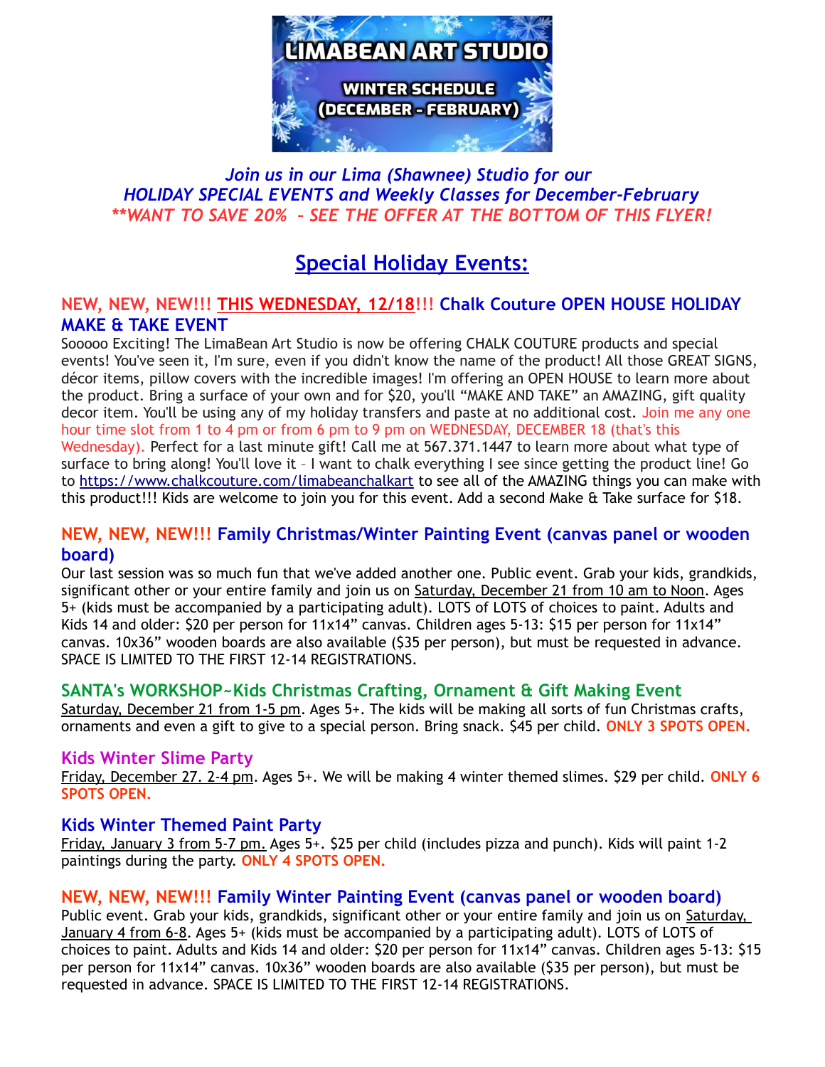# LIMABEAN ART STUDIO

**WINTER SCHEDULE (DECEMBER - FEBRUARY)**

*Join us in our Lima (Shawnee) Studio for our*
*HOLIDAY SPECIAL EVENTS and Weekly Classes for December-February*
*\*\*WANT TO SAVE 20% – SEE THE OFFER AT THE BOTTOM OF THIS FLYER!*

## Special Holiday Events:

### NEW, NEW, NEW!!! THIS WEDNESDAY, 12/18!!! Chalk Couture OPEN HOUSE HOLIDAY MAKE & TAKE EVENT

Sooooo Exciting! The LimaBean Art Studio is now be offering CHALK COUTURE products and special events! You've seen it, I'm sure, even if you didn't know the name of the product! All those GREAT SIGNS, décor items, pillow covers with the incredible images! I'm offering an OPEN HOUSE to learn more about the product. Bring a surface of your own and for $20, you'll "MAKE AND TAKE" an AMAZING, gift quality decor item. You'll be using any of my holiday transfers and paste at no additional cost. Join me any one hour time slot from 1 to 4 pm or from 6 pm to 9 pm on WEDNESDAY, DECEMBER 18 (that's this Wednesday). Perfect for a last minute gift! Call me at 567.371.1447 to learn more about what type of surface to bring along! You'll love it – I want to chalk everything I see since getting the product line! Go to https://www.chalkcouture.com/limabeanchalkart to see all of the AMAZING things you can make with this product!!! Kids are welcome to join you for this event. Add a second Make & Take surface for $18.

### NEW, NEW, NEW!!! Family Christmas/Winter Painting Event (canvas panel or wooden board)

Our last session was so much fun that we've added another one. Public event. Grab your kids, grandkids, significant other or your entire family and join us on Saturday, December 21 from 10 am to Noon. Ages 5+ (kids must be accompanied by a participating adult). LOTS of LOTS of choices to paint. Adults and Kids 14 and older: $20 per person for 11x14" canvas. Children ages 5-13: $15 per person for 11x14" canvas. 10x36" wooden boards are also available ($35 per person), but must be requested in advance. SPACE IS LIMITED TO THE FIRST 12-14 REGISTRATIONS.

### SANTA's WORKSHOP~Kids Christmas Crafting, Ornament & Gift Making Event

Saturday, December 21 from 1-5 pm. Ages 5+. The kids will be making all sorts of fun Christmas crafts, ornaments and even a gift to give to a special person. Bring snack. $45 per child. **ONLY 3 SPOTS OPEN.**

### Kids Winter Slime Party

Friday, December 27. 2-4 pm. Ages 5+. We will be making 4 winter themed slimes. $29 per child. **ONLY 6 SPOTS OPEN.**

### Kids Winter Themed Paint Party

Friday, January 3 from 5-7 pm. Ages 5+. $25 per child (includes pizza and punch). Kids will paint 1-2 paintings during the party. **ONLY 4 SPOTS OPEN.**

### NEW, NEW, NEW!!! Family Winter Painting Event (canvas panel or wooden board)

Public event. Grab your kids, grandkids, significant other or your entire family and join us on Saturday, January 4 from 6-8. Ages 5+ (kids must be accompanied by a participating adult). LOTS of LOTS of choices to paint. Adults and Kids 14 and older: $20 per person for 11x14" canvas. Children ages 5-13: $15 per person for 11x14" canvas. 10x36" wooden boards are also available ($35 per person), but must be requested in advance. SPACE IS LIMITED TO THE FIRST 12-14 REGISTRATIONS.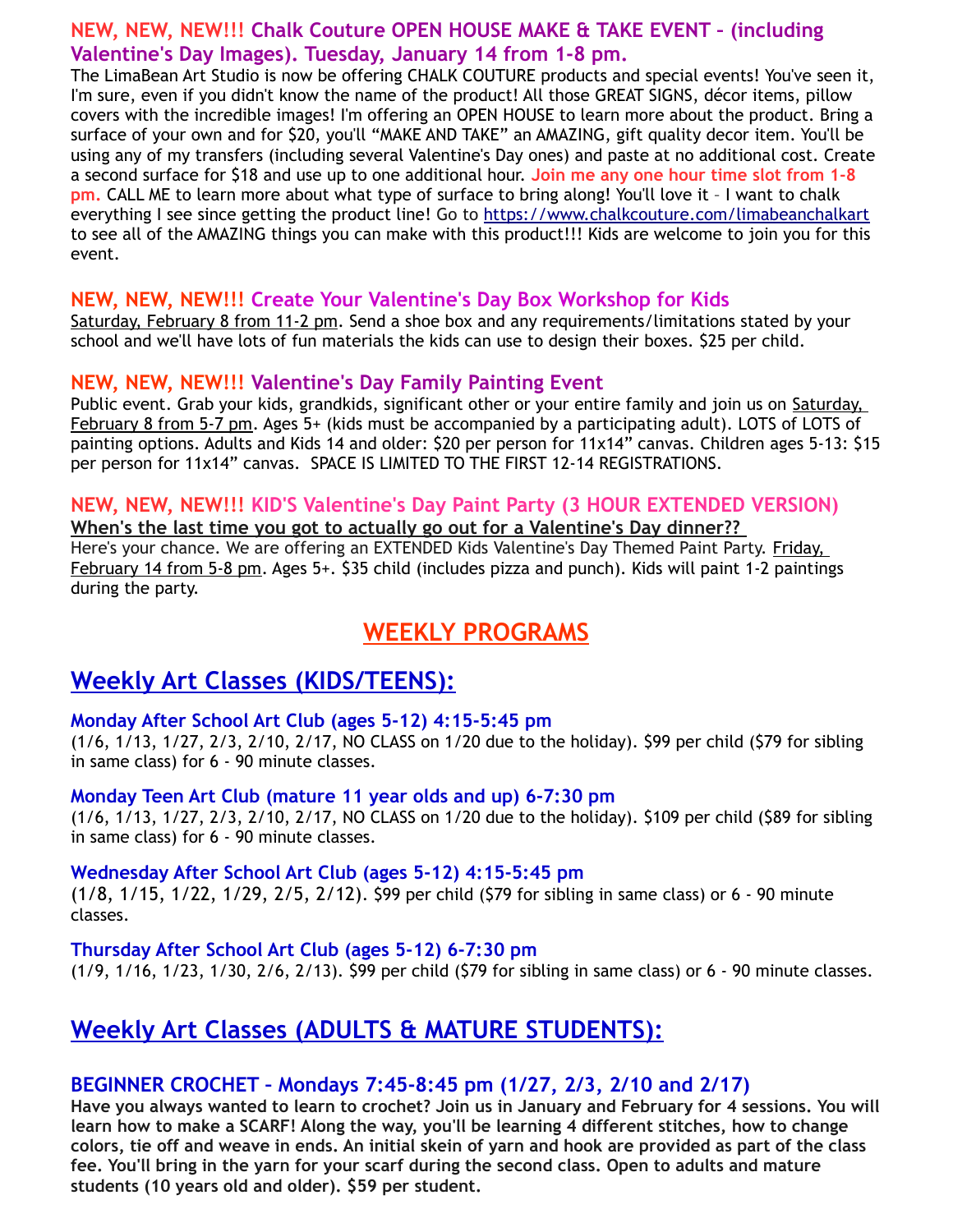**NEW, NEW, NEW!!! Chalk Couture OPEN HOUSE MAKE & TAKE EVENT – (including Valentine's Day Images). Tuesday, January 14 from 1-8 pm.**

The LimaBean Art Studio is now be offering CHALK COUTURE products and special events! You've seen it, I'm sure, even if you didn't know the name of the product! All those GREAT SIGNS, décor items, pillow covers with the incredible images! I'm offering an OPEN HOUSE to learn more about the product. Bring a surface of your own and for $20, you'll "MAKE AND TAKE" an AMAZING, gift quality decor item. You'll be using any of my transfers (including several Valentine's Day ones) and paste at no additional cost. Create a second surface for $18 and use up to one additional hour. **Join me any one hour time slot from 1-8 pm.** CALL ME to learn more about what type of surface to bring along! You'll love it – I want to chalk everything I see since getting the product line! Go to https://www.chalkcouture.com/limabeanchalkart to see all of the AMAZING things you can make with this product!!! Kids are welcome to join you for this event.

**NEW, NEW, NEW!!! Create Your Valentine's Day Box Workshop for Kids**

Saturday, February 8 from 11-2 pm. Send a shoe box and any requirements/limitations stated by your school and we'll have lots of fun materials the kids can use to design their boxes. $25 per child.

**NEW, NEW, NEW!!! Valentine's Day Family Painting Event**

Public event. Grab your kids, grandkids, significant other or your entire family and join us on Saturday, February 8 from 5-7 pm. Ages 5+ (kids must be accompanied by a participating adult). LOTS of LOTS of painting options. Adults and Kids 14 and older: $20 per person for 11x14" canvas. Children ages 5-13: $15 per person for 11x14" canvas. SPACE IS LIMITED TO THE FIRST 12-14 REGISTRATIONS.

**NEW, NEW, NEW!!! KID'S Valentine's Day Paint Party (3 HOUR EXTENDED VERSION)**

**When's the last time you got to actually go out for a Valentine's Day dinner??**

Here's your chance. We are offering an EXTENDED Kids Valentine's Day Themed Paint Party. Friday, February 14 from 5-8 pm. Ages 5+. $35 child (includes pizza and punch). Kids will paint 1-2 paintings during the party.

# WEEKLY PROGRAMS

## Weekly Art Classes (KIDS/TEENS):

**Monday After School Art Club (ages 5-12) 4:15-5:45 pm**

(1/6, 1/13, 1/27, 2/3, 2/10, 2/17, NO CLASS on 1/20 due to the holiday). $99 per child ($79 for sibling in same class) for 6 - 90 minute classes.

**Monday Teen Art Club (mature 11 year olds and up) 6-7:30 pm**

(1/6, 1/13, 1/27, 2/3, 2/10, 2/17, NO CLASS on 1/20 due to the holiday). $109 per child ($89 for sibling in same class) for 6 - 90 minute classes.

**Wednesday After School Art Club (ages 5-12) 4:15-5:45 pm**

(1/8, 1/15, 1/22, 1/29, 2/5, 2/12). $99 per child ($79 for sibling in same class) or 6 - 90 minute classes.

**Thursday After School Art Club (ages 5-12) 6-7:30 pm**

(1/9, 1/16, 1/23, 1/30, 2/6, 2/13). $99 per child ($79 for sibling in same class) or 6 - 90 minute classes.

## Weekly Art Classes (ADULTS & MATURE STUDENTS):

**BEGINNER CROCHET – Mondays 7:45-8:45 pm (1/27, 2/3, 2/10 and 2/17)**

**Have you always wanted to learn to crochet? Join us in January and February for 4 sessions. You will learn how to make a SCARF! Along the way, you'll be learning 4 different stitches, how to change colors, tie off and weave in ends. An initial skein of yarn and hook are provided as part of the class fee. You'll bring in the yarn for your scarf during the second class. Open to adults and mature students (10 years old and older). $59 per student.**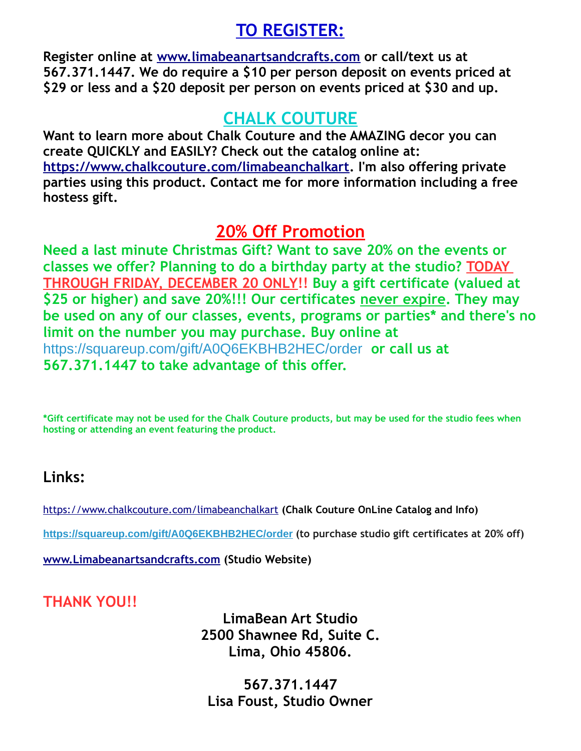## TO REGISTER:

**Register online at www.limabeanartsandcrafts.com or call/text us at 567.371.1447. We do require a $10 per person deposit on events priced at $29 or less and a $20 deposit per person on events priced at $30 and up.**

## CHALK COUTURE

**Want to learn more about Chalk Couture and the AMAZING decor you can create QUICKLY and EASILY? Check out the catalog online at: https://www.chalkcouture.com/limabeanchalkart. I'm also offering private parties using this product. Contact me for more information including a free hostess gift.**

## 20% Off Promotion

**Need a last minute Christmas Gift? Want to save 20% on the events or classes we offer? Planning to do a birthday party at the studio? TODAY THROUGH FRIDAY, DECEMBER 20 ONLY!! Buy a gift certificate (valued at $25 or higher) and save 20%!!! Our certificates never expire. They may be used on any of our classes, events, programs or parties* and there's no limit on the number you may purchase. Buy online at** https://squareup.com/gift/A0Q6EKBHB2HEC/order **or call us at 567.371.1447 to take advantage of this offer.**

***Gift certificate may not be used for the Chalk Couture products, but may be used for the studio fees when hosting or attending an event featuring the product.**

### Links:

https://www.chalkcouture.com/limabeanchalkart **(Chalk Couture OnLine Catalog and Info)**

**https://squareup.com/gift/A0Q6EKBHB2HEC/order (to purchase studio gift certificates at 20% off)**

**www.Limabeanartsandcrafts.com (Studio Website)**

**THANK YOU!!**

**LimaBean Art Studio**
**2500 Shawnee Rd, Suite C.**
**Lima, Ohio 45806.**

**567.371.1447**
**Lisa Foust, Studio Owner**